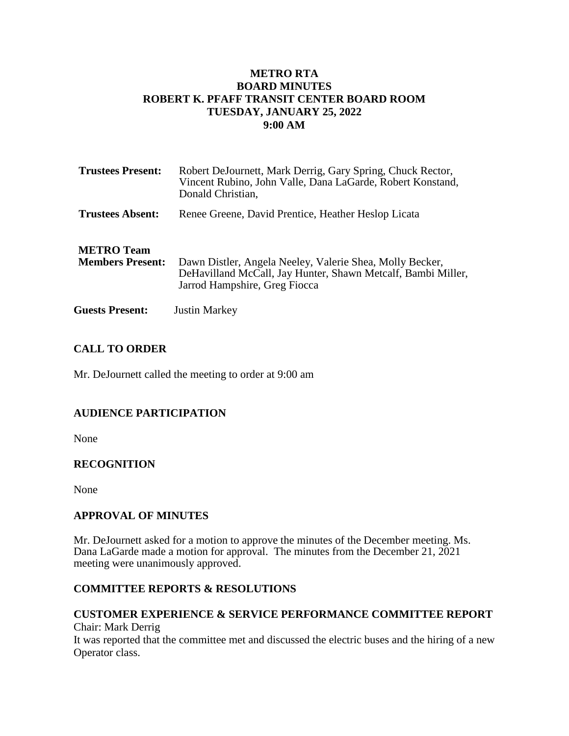# METRO RTA
# BOARD MINUTES
# ROBERT K. PFAFF TRANSIT CENTER BOARD ROOM
# TUESDAY, JANUARY 25, 2022
# 9:00 AM

| | |
|---|---|
| **Trustees Present:** | Robert DeJournett, Mark Derrig, Gary Spring, Chuck Rector, Vincent Rubino, John Valle, Dana LaGarde, Robert Konstand, Donald Christian, |
| **Trustees Absent:** | Renee Greene, David Prentice, Heather Heslop Licata |
| **METRO Team Members Present:** | Dawn Distler, Angela Neeley, Valerie Shea, Molly Becker, DeHavilland McCall, Jay Hunter, Shawn Metcalf, Bambi Miller, Jarrod Hampshire, Greg Fiocca |
| **Guests Present:** | Justin Markey |

## CALL TO ORDER

Mr. DeJournett called the meeting to order at 9:00 am

## AUDIENCE PARTICIPATION

None

## RECOGNITION

None

## APPROVAL OF MINUTES

Mr. DeJournett asked for a motion to approve the minutes of the December meeting. Ms. Dana LaGarde made a motion for approval. The minutes from the December 21, 2021 meeting were unanimously approved.

## COMMITTEE REPORTS & RESOLUTIONS

### CUSTOMER EXPERIENCE & SERVICE PERFORMANCE COMMITTEE REPORT

Chair: Mark Derrig

It was reported that the committee met and discussed the electric buses and the hiring of a new Operator class.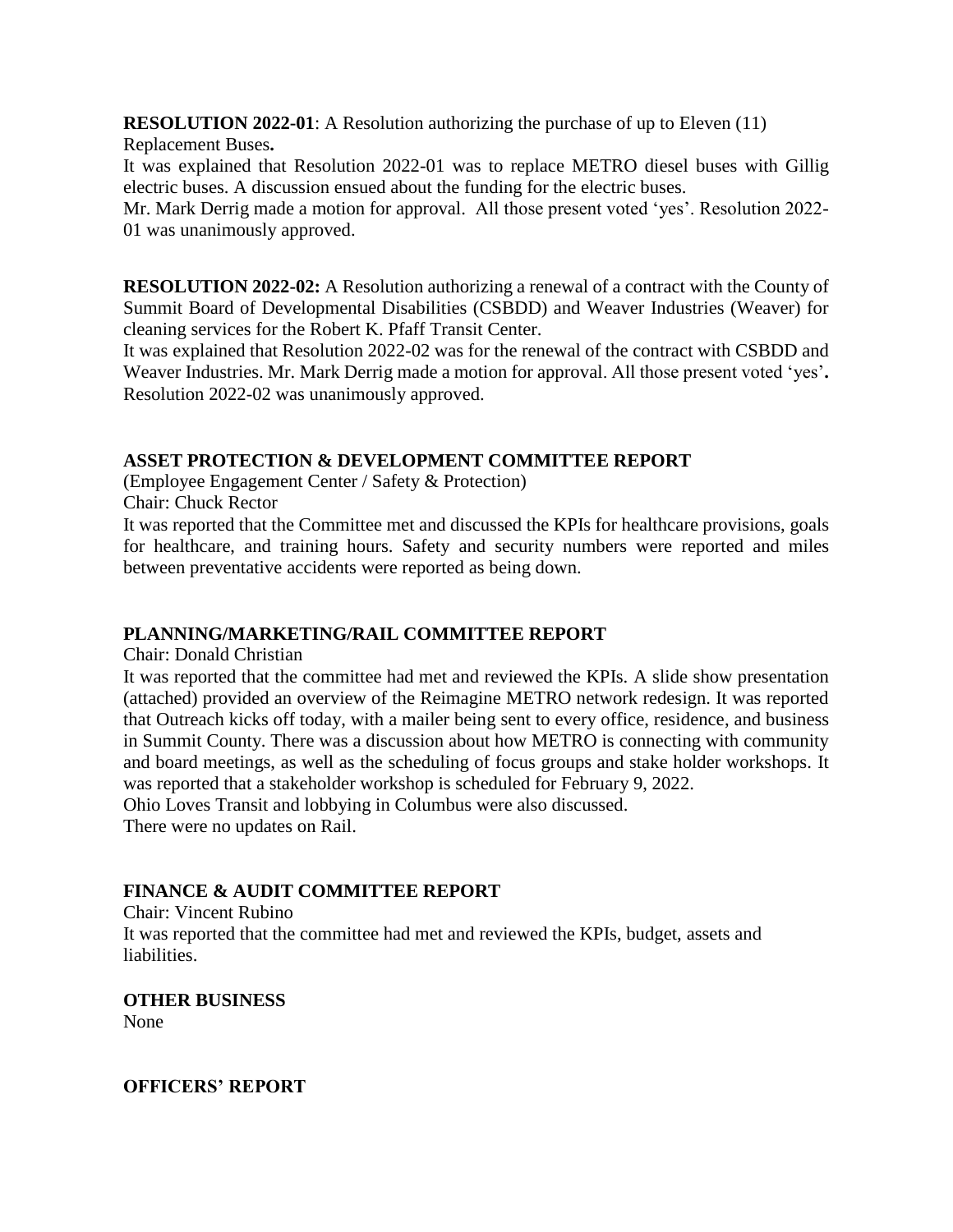**RESOLUTION 2022-01**: A Resolution authorizing the purchase of up to Eleven (11) Replacement Buses**.**

It was explained that Resolution 2022-01 was to replace METRO diesel buses with Gillig electric buses. A discussion ensued about the funding for the electric buses.

Mr. Mark Derrig made a motion for approval. All those present voted 'yes'. Resolution 2022-01 was unanimously approved.

**RESOLUTION 2022-02:** A Resolution authorizing a renewal of a contract with the County of Summit Board of Developmental Disabilities (CSBDD) and Weaver Industries (Weaver) for cleaning services for the Robert K. Pfaff Transit Center.

It was explained that Resolution 2022-02 was for the renewal of the contract with CSBDD and Weaver Industries. Mr. Mark Derrig made a motion for approval. All those present voted 'yes'**.** Resolution 2022-02 was unanimously approved.

## ASSET PROTECTION & DEVELOPMENT COMMITTEE REPORT

(Employee Engagement Center / Safety & Protection)

Chair: Chuck Rector

It was reported that the Committee met and discussed the KPIs for healthcare provisions, goals for healthcare, and training hours. Safety and security numbers were reported and miles between preventative accidents were reported as being down.

## PLANNING/MARKETING/RAIL COMMITTEE REPORT

Chair: Donald Christian

It was reported that the committee had met and reviewed the KPIs. A slide show presentation (attached) provided an overview of the Reimagine METRO network redesign. It was reported that Outreach kicks off today, with a mailer being sent to every office, residence, and business in Summit County. There was a discussion about how METRO is connecting with community and board meetings, as well as the scheduling of focus groups and stake holder workshops. It was reported that a stakeholder workshop is scheduled for February 9, 2022.

Ohio Loves Transit and lobbying in Columbus were also discussed.

There were no updates on Rail.

## FINANCE & AUDIT COMMITTEE REPORT

Chair: Vincent Rubino

It was reported that the committee had met and reviewed the KPIs, budget, assets and liabilities.

## OTHER BUSINESS

None

## OFFICERS' REPORT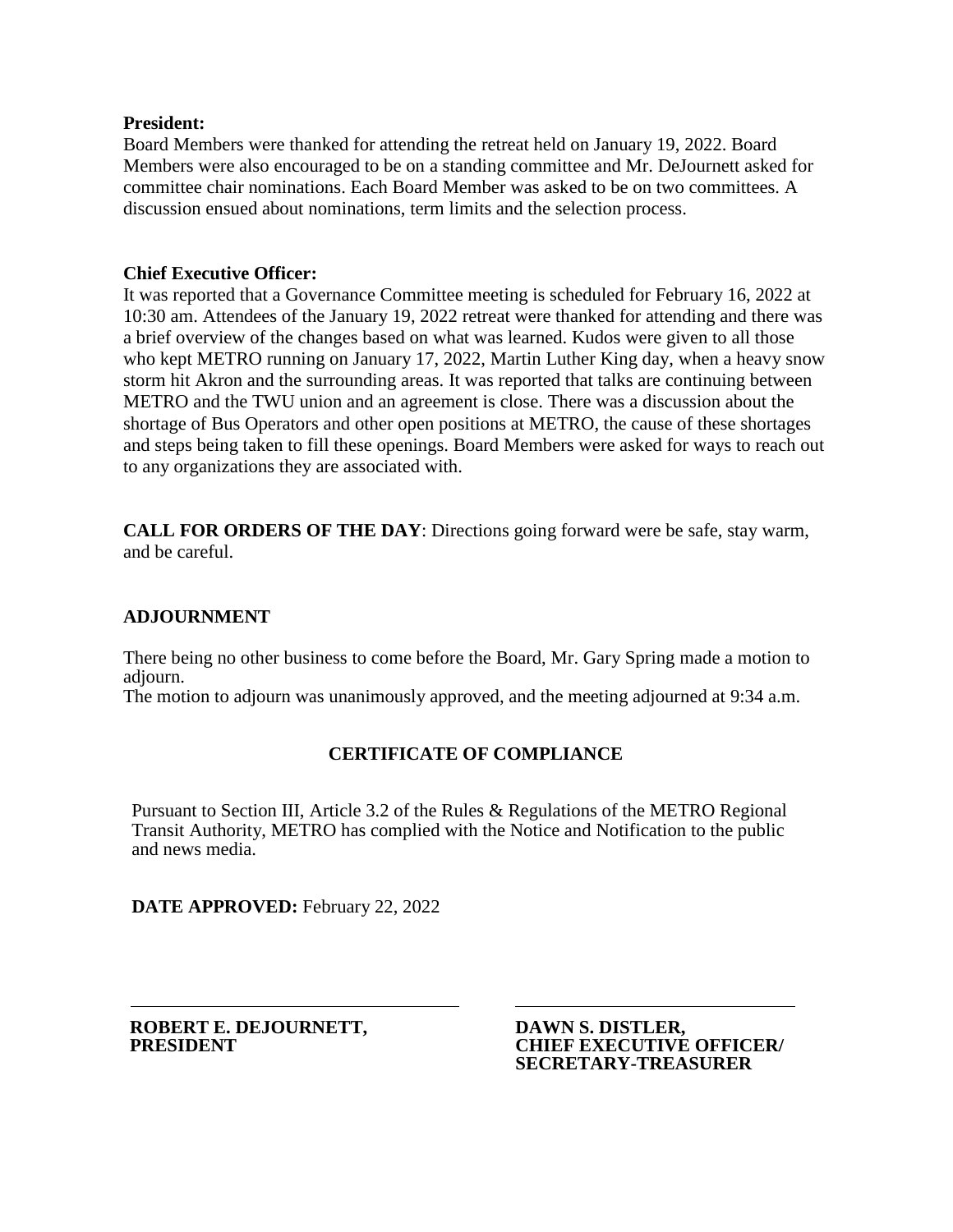**President:**
Board Members were thanked for attending the retreat held on January 19, 2022. Board Members were also encouraged to be on a standing committee and Mr. DeJournett asked for committee chair nominations. Each Board Member was asked to be on two committees. A discussion ensued about nominations, term limits and the selection process.

**Chief Executive Officer:**
It was reported that a Governance Committee meeting is scheduled for February 16, 2022 at 10:30 am. Attendees of the January 19, 2022 retreat were thanked for attending and there was a brief overview of the changes based on what was learned. Kudos were given to all those who kept METRO running on January 17, 2022, Martin Luther King day, when a heavy snow storm hit Akron and the surrounding areas. It was reported that talks are continuing between METRO and the TWU union and an agreement is close. There was a discussion about the shortage of Bus Operators and other open positions at METRO, the cause of these shortages and steps being taken to fill these openings. Board Members were asked for ways to reach out to any organizations they are associated with.

**CALL FOR ORDERS OF THE DAY**: Directions going forward were be safe, stay warm, and be careful.

**ADJOURNMENT**

There being no other business to come before the Board, Mr. Gary Spring made a motion to adjourn.
The motion to adjourn was unanimously approved, and the meeting adjourned at 9:34 a.m.

**CERTIFICATE OF COMPLIANCE**

Pursuant to Section III, Article 3.2 of the Rules & Regulations of the METRO Regional Transit Authority, METRO has complied with the Notice and Notification to the public and news media.

**DATE APPROVED:** February 22, 2022

**ROBERT E. DEJOURNETT,**
**PRESIDENT**

**DAWN S. DISTLER,**
**CHIEF EXECUTIVE OFFICER/**
**SECRETARY-TREASURER**